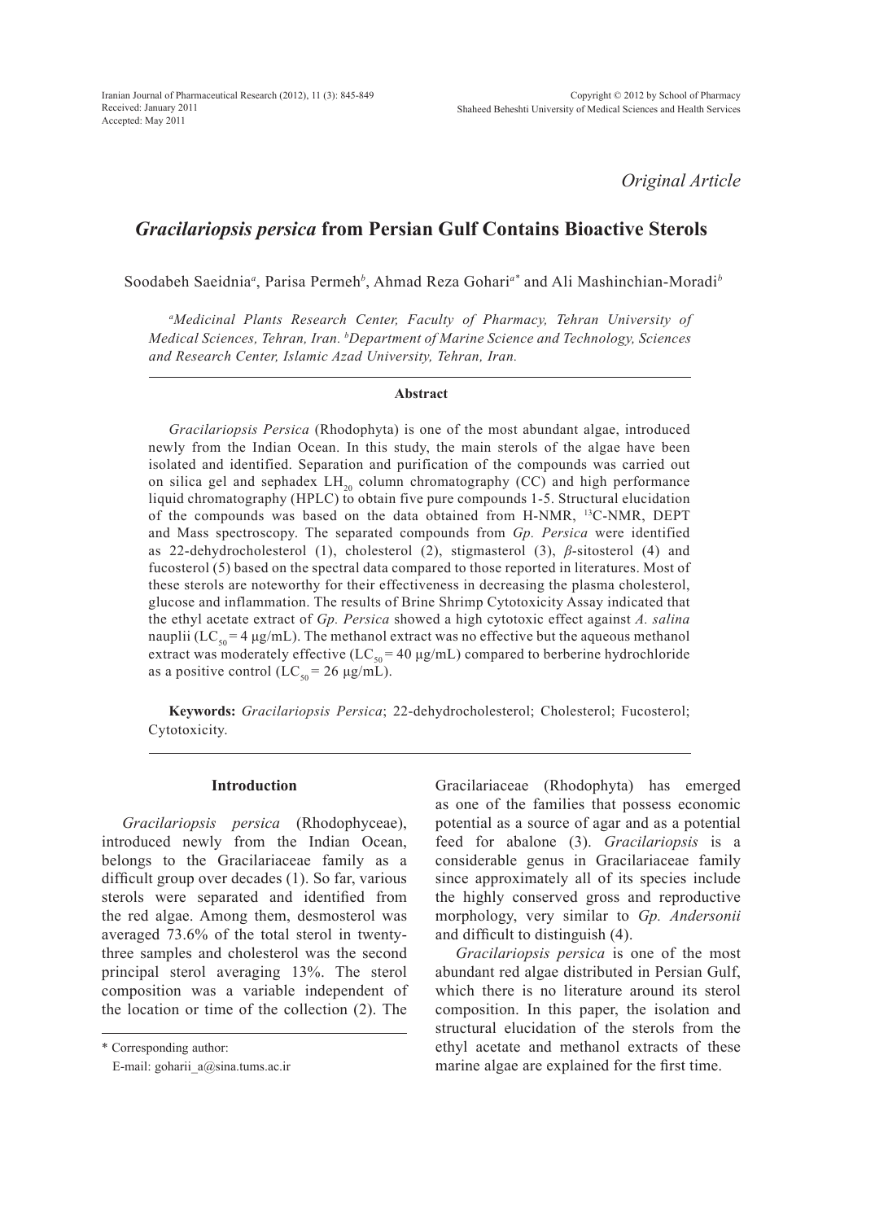*Original Article*

# *Gracilariopsis persica* from Persian Gulf Contains Bioactive Sterols

Soodabeh Saeidnia[a], Parisa Permeh[b], Ahmad Reza Gohari[a*] and Ali Mashinchian-Moradi[b]

[a]*Medicinal Plants Research Center, Faculty of Pharmacy, Tehran University of Medical Sciences, Tehran, Iran.* [b]*Department of Marine Science and Technology, Sciences and Research Center, Islamic Azad University, Tehran, Iran.*

## Abstract

*Gracilariopsis Persica* (Rhodophyta) is one of the most abundant algae, introduced newly from the Indian Ocean. In this study, the main sterols of the algae have been isolated and identified. Separation and purification of the compounds was carried out on silica gel and sephadex $LH_{20}$ column chromatography (CC) and high performance liquid chromatography (HPLC) to obtain five pure compounds 1-5. Structural elucidation of the compounds was based on the data obtained from H-NMR, $^{13}$C-NMR, DEPT and Mass spectroscopy. The separated compounds from *Gp. Persica* were identified as 22-dehydrocholesterol (1), cholesterol (2), stigmasterol (3), *β*-sitosterol (4) and fucosterol (5) based on the spectral data compared to those reported in literatures. Most of these sterols are noteworthy for their effectiveness in decreasing the plasma cholesterol, glucose and inflammation. The results of Brine Shrimp Cytotoxicity Assay indicated that the ethyl acetate extract of *Gp. Persica* showed a high cytotoxic effect against *A. salina* nauplii ($LC_{50}$ = 4 μg/mL). The methanol extract was no effective but the aqueous methanol extract was moderately effective ($LC_{50}$ = 40 μg/mL) compared to berberine hydrochloride as a positive control ($LC_{50}$ = 26 μg/mL).

**Keywords:** *Gracilariopsis Persica*; 22-dehydrocholesterol; Cholesterol; Fucosterol; Cytotoxicity.

## Introduction

*Gracilariopsis persica* (Rhodophyceae), introduced newly from the Indian Ocean, belongs to the Gracilariaceae family as a difficult group over decades (1). So far, various sterols were separated and identified from the red algae. Among them, desmosterol was averaged 73.6% of the total sterol in twenty-three samples and cholesterol was the second principal sterol averaging 13%. The sterol composition was a variable independent of the location or time of the collection (2). The Gracilariaceae (Rhodophyta) has emerged as one of the families that possess economic potential as a source of agar and as a potential feed for abalone (3). *Gracilariopsis* is a considerable genus in Gracilariaceae family since approximately all of its species include the highly conserved gross and reproductive morphology, very similar to *Gp. Andersonii* and difficult to distinguish (4).

*Gracilariopsis persica* is one of the most abundant red algae distributed in Persian Gulf, which there is no literature around its sterol composition. In this paper, the isolation and structural elucidation of the sterols from the ethyl acetate and methanol extracts of these marine algae are explained for the first time.

\* Corresponding author:
E-mail: goharii_a@sina.tums.ac.ir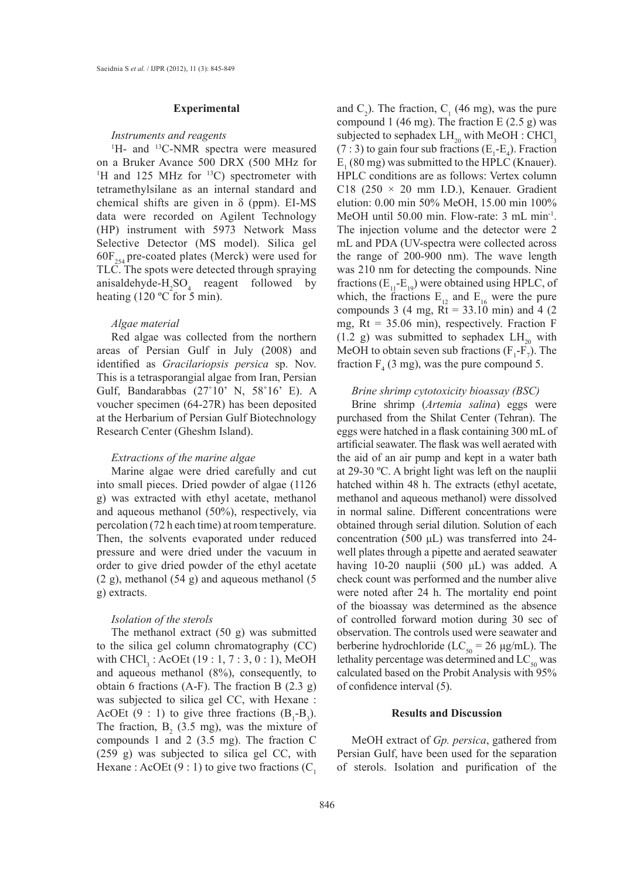## Experimental

### *Instruments and reagents*

$^1$H- and $^{13}$C-NMR spectra were measured on a Bruker Avance 500 DRX (500 MHz for $^1$H and 125 MHz for $^{13}$C) spectrometer with tetramethylsilane as an internal standard and chemical shifts are given in δ (ppm). EI-MS data were recorded on Agilent Technology (HP) instrument with 5973 Network Mass Selective Detector (MS model). Silica gel $60F_{254}$ pre-coated plates (Merck) were used for TLC. The spots were detected through spraying anisaldehyde-$H_2SO_4$ reagent followed by heating (120 ºC for 5 min).

### *Algae material*

Red algae was collected from the northern areas of Persian Gulf in July (2008) and identified as *Gracilariopsis persica* sp. Nov. This is a tetrasporangial algae from Iran, Persian Gulf, Bandarabbas (27˚10' N, 58˚16' E). A voucher specimen (64-27R) has been deposited at the Herbarium of Persian Gulf Biotechnology Research Center (Gheshm Island).

### *Extractions of the marine algae*

Marine algae were dried carefully and cut into small pieces. Dried powder of algae (1126 g) was extracted with ethyl acetate, methanol and aqueous methanol (50%), respectively, via percolation (72 h each time) at room temperature. Then, the solvents evaporated under reduced pressure and were dried under the vacuum in order to give dried powder of the ethyl acetate (2 g), methanol (54 g) and aqueous methanol (5 g) extracts.

### *Isolation of the sterols*

The methanol extract (50 g) was submitted to the silica gel column chromatography (CC) with $CHCl_3$ : AcOEt (19 : 1, 7 : 3, 0 : 1), MeOH and aqueous methanol (8%), consequently, to obtain 6 fractions (A-F). The fraction B (2.3 g) was subjected to silica gel CC, with Hexane : AcOEt (9 : 1) to give three fractions ($B_1$-$B_3$). The fraction, $B_2$ (3.5 mg), was the mixture of compounds 1 and 2 (3.5 mg). The fraction C (259 g) was subjected to silica gel CC, with Hexane : AcOEt (9 : 1) to give two fractions ($C_1$ and $C_2$). The fraction, $C_1$ (46 mg), was the pure compound 1 (46 mg). The fraction E (2.5 g) was subjected to sephadex $LH_{20}$ with MeOH : $CHCl_3$ (7 : 3) to gain four sub fractions ($E_1$-$E_4$). Fraction $E_1$ (80 mg) was submitted to the HPLC (Knauer). HPLC conditions are as follows: Vertex column C18 (250 × 20 mm I.D.), Kenauer. Gradient elution: 0.00 min 50% MeOH, 15.00 min 100% MeOH until 50.00 min. Flow-rate: 3 mL min$^{-1}$. The injection volume and the detector were 2 mL and PDA (UV-spectra were collected across the range of 200-900 nm). The wave length was 210 nm for detecting the compounds. Nine fractions ($E_{11}$-$E_{19}$) were obtained using HPLC, of which, the fractions $E_{12}$ and $E_{16}$ were the pure compounds 3 (4 mg, Rt = 33.10 min) and 4 (2 mg, Rt = 35.06 min), respectively. Fraction F (1.2 g) was submitted to sephadex $LH_{20}$ with MeOH to obtain seven sub fractions ($F_1$-$F_7$). The fraction $F_4$ (3 mg), was the pure compound 5.

### *Brine shrimp cytotoxicity bioassay (BSC)*

Brine shrimp (*Artemia salina*) eggs were purchased from the Shilat Center (Tehran). The eggs were hatched in a flask containing 300 mL of artificial seawater. The flask was well aerated with the aid of an air pump and kept in a water bath at 29-30 ºC. A bright light was left on the nauplii hatched within 48 h. The extracts (ethyl acetate, methanol and aqueous methanol) were dissolved in normal saline. Different concentrations were obtained through serial dilution. Solution of each concentration (500 μL) was transferred into 24-well plates through a pipette and aerated seawater having 10-20 nauplii (500 μL) was added. A check count was performed and the number alive were noted after 24 h. The mortality end point of the bioassay was determined as the absence of controlled forward motion during 30 sec of observation. The controls used were seawater and berberine hydrochloride ($LC_{50}$ = 26 μg/mL). The lethality percentage was determined and $LC_{50}$ was calculated based on the Probit Analysis with 95% of confidence interval (5).

## Results and Discussion

MeOH extract of *Gp. persica*, gathered from Persian Gulf, have been used for the separation of sterols. Isolation and purification of the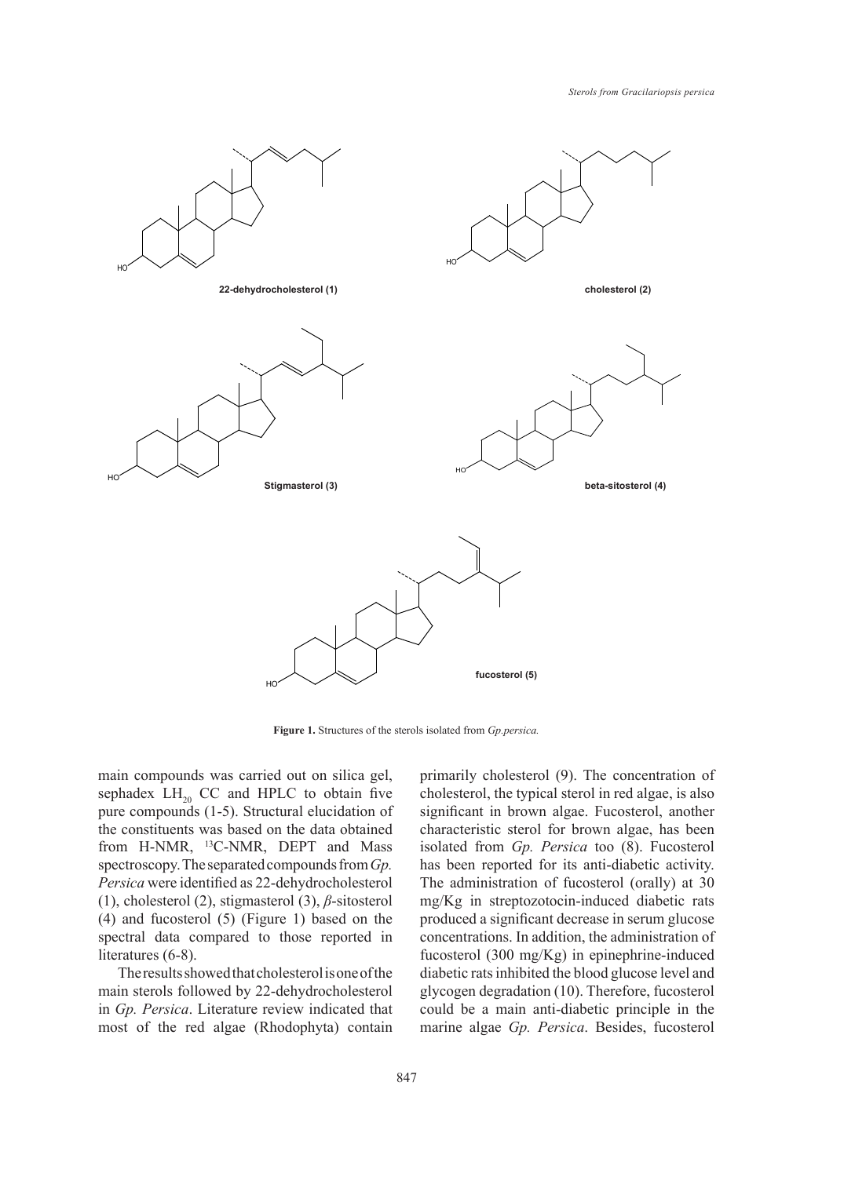22-dehydrocholesterol (1)

cholesterol (2)

Stigmasterol (3)

beta-sitosterol (4)

fucosterol (5)

**Figure 1.** Structures of the sterols isolated from *Gp.persica.*

main compounds was carried out on silica gel, sephadex $LH_{20}$ CC and HPLC to obtain five pure compounds (1-5). Structural elucidation of the constituents was based on the data obtained from H-NMR, $^{13}$C-NMR, DEPT and Mass spectroscopy. The separated compounds from *Gp. Persica* were identified as 22-dehydrocholesterol (1), cholesterol (2), stigmasterol (3), *β*-sitosterol (4) and fucosterol (5) (Figure 1) based on the spectral data compared to those reported in literatures (6-8).

The results showed that cholesterol is one of the main sterols followed by 22-dehydrocholesterol in *Gp. Persica*. Literature review indicated that most of the red algae (Rhodophyta) contain primarily cholesterol (9). The concentration of cholesterol, the typical sterol in red algae, is also significant in brown algae. Fucosterol, another characteristic sterol for brown algae, has been isolated from *Gp. Persica* too (8). Fucosterol has been reported for its anti-diabetic activity. The administration of fucosterol (orally) at 30 mg/Kg in streptozotocin-induced diabetic rats produced a significant decrease in serum glucose concentrations. In addition, the administration of fucosterol (300 mg/Kg) in epinephrine-induced diabetic rats inhibited the blood glucose level and glycogen degradation (10). Therefore, fucosterol could be a main anti-diabetic principle in the marine algae *Gp. Persica*. Besides, fucosterol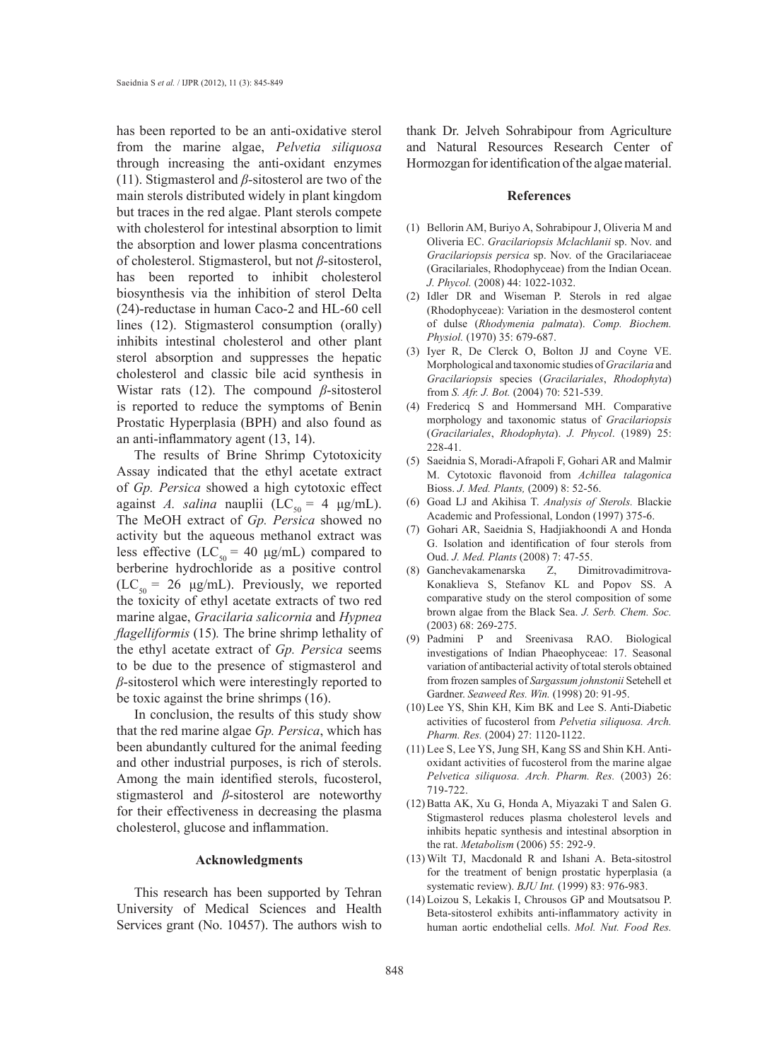has been reported to be an anti-oxidative sterol from the marine algae, *Pelvetia siliquosa* through increasing the anti-oxidant enzymes (11). Stigmasterol and *β*-sitosterol are two of the main sterols distributed widely in plant kingdom but traces in the red algae. Plant sterols compete with cholesterol for intestinal absorption to limit the absorption and lower plasma concentrations of cholesterol. Stigmasterol, but not *β*-sitosterol, has been reported to inhibit cholesterol biosynthesis via the inhibition of sterol Delta (24)-reductase in human Caco-2 and HL-60 cell lines (12). Stigmasterol consumption (orally) inhibits intestinal cholesterol and other plant sterol absorption and suppresses the hepatic cholesterol and classic bile acid synthesis in Wistar rats (12). The compound *β*-sitosterol is reported to reduce the symptoms of Benin Prostatic Hyperplasia (BPH) and also found as an anti-inflammatory agent (13, 14).

The results of Brine Shrimp Cytotoxicity Assay indicated that the ethyl acetate extract of *Gp. Persica* showed a high cytotoxic effect against *A. salina* nauplii ($LC_{50}$ = 4 μg/mL). The MeOH extract of *Gp. Persica* showed no activity but the aqueous methanol extract was less effective ($LC_{50}$ = 40 μg/mL) compared to berberine hydrochloride as a positive control ($LC_{50}$ = 26 μg/mL). Previously, we reported the toxicity of ethyl acetate extracts of two red marine algae, *Gracilaria salicornia* and *Hypnea flagelliformis* (15)*.* The brine shrimp lethality of the ethyl acetate extract of *Gp. Persica* seems to be due to the presence of stigmasterol and *β*-sitosterol which were interestingly reported to be toxic against the brine shrimps (16).

In conclusion, the results of this study show that the red marine algae *Gp. Persica*, which has been abundantly cultured for the animal feeding and other industrial purposes, is rich of sterols. Among the main identified sterols, fucosterol, stigmasterol and *β*-sitosterol are noteworthy for their effectiveness in decreasing the plasma cholesterol, glucose and inflammation.

## Acknowledgments

This research has been supported by Tehran University of Medical Sciences and Health Services grant (No. 10457). The authors wish to thank Dr. Jelveh Sohrabipour from Agriculture and Natural Resources Research Center of Hormozgan for identification of the algae material.

## References

(1) Bellorin AM, Buriyo A, Sohrabipour J, Oliveria M and Oliveria EC. *Gracilariopsis Mclachlanii* sp. Nov. and *Gracilariopsis persica* sp. Nov. of the Gracilariaceae (Gracilariales, Rhodophyceae) from the Indian Ocean. *J. Phycol.* (2008) 44: 1022-1032.

(2) Idler DR and Wiseman P. Sterols in red algae (Rhodophyceae): Variation in the desmosterol content of dulse (*Rhodymenia palmata*). *Comp. Biochem. Physiol.* (1970) 35: 679-687.

(3) Iyer R, De Clerck O, Bolton JJ and Coyne VE. Morphological and taxonomic studies of *Gracilaria* and *Gracilariopsis* species (*Gracilariales*, *Rhodophyta*) from *S. Afr. J. Bot.* (2004) 70: 521-539.

(4) Fredericq S and Hommersand MH. Comparative morphology and taxonomic status of *Gracilariopsis* (*Gracilariales*, *Rhodophyta*). *J. Phycol*. (1989) 25: 228-41.

(5) Saeidnia S, Moradi-Afrapoli F, Gohari AR and Malmir M. Cytotoxic flavonoid from *Achillea talagonica* Bioss. *J. Med. Plants,* (2009) 8: 52-56.

(6) Goad LJ and Akihisa T. *Analysis of Sterols.* Blackie Academic and Professional, London (1997) 375-6.

(7) Gohari AR, Saeidnia S, Hadjiakhoondi A and Honda G. Isolation and identification of four sterols from Oud. *J. Med. Plants* (2008) 7: 47-55.

(8) Ganchevakamenarska Z, Dimitrovadimitrova-Konaklieva S, Stefanov KL and Popov SS. A comparative study on the sterol composition of some brown algae from the Black Sea. *J. Serb. Chem. Soc.* (2003) 68: 269-275.

(9) Padmini P and Sreenivasa RAO. Biological investigations of Indian Phaeophyceae: 17. Seasonal variation of antibacterial activity of total sterols obtained from frozen samples of *Sargassum johnstonii* Setehell et Gardner. *Seaweed Res. Win.* (1998) 20: 91-95.

(10) Lee YS, Shin KH, Kim BK and Lee S. Anti-Diabetic activities of fucosterol from *Pelvetia siliquosa. Arch. Pharm. Res.* (2004) 27: 1120-1122.

(11) Lee S, Lee YS, Jung SH, Kang SS and Shin KH. Anti-oxidant activities of fucosterol from the marine algae *Pelvetica siliquosa. Arch. Pharm. Res.* (2003) 26: 719-722.

(12) Batta AK, Xu G, Honda A, Miyazaki T and Salen G. Stigmasterol reduces plasma cholesterol levels and inhibits hepatic synthesis and intestinal absorption in the rat. *Metabolism* (2006) 55: 292-9.

(13) Wilt TJ, Macdonald R and Ishani A. Beta-sitostrol for the treatment of benign prostatic hyperplasia (a systematic review). *BJU Int.* (1999) 83: 976-983.

(14) Loizou S, Lekakis I, Chrousos GP and Moutsatsou P. Beta-sitosterol exhibits anti-inflammatory activity in human aortic endothelial cells. *Mol. Nut. Food Res.*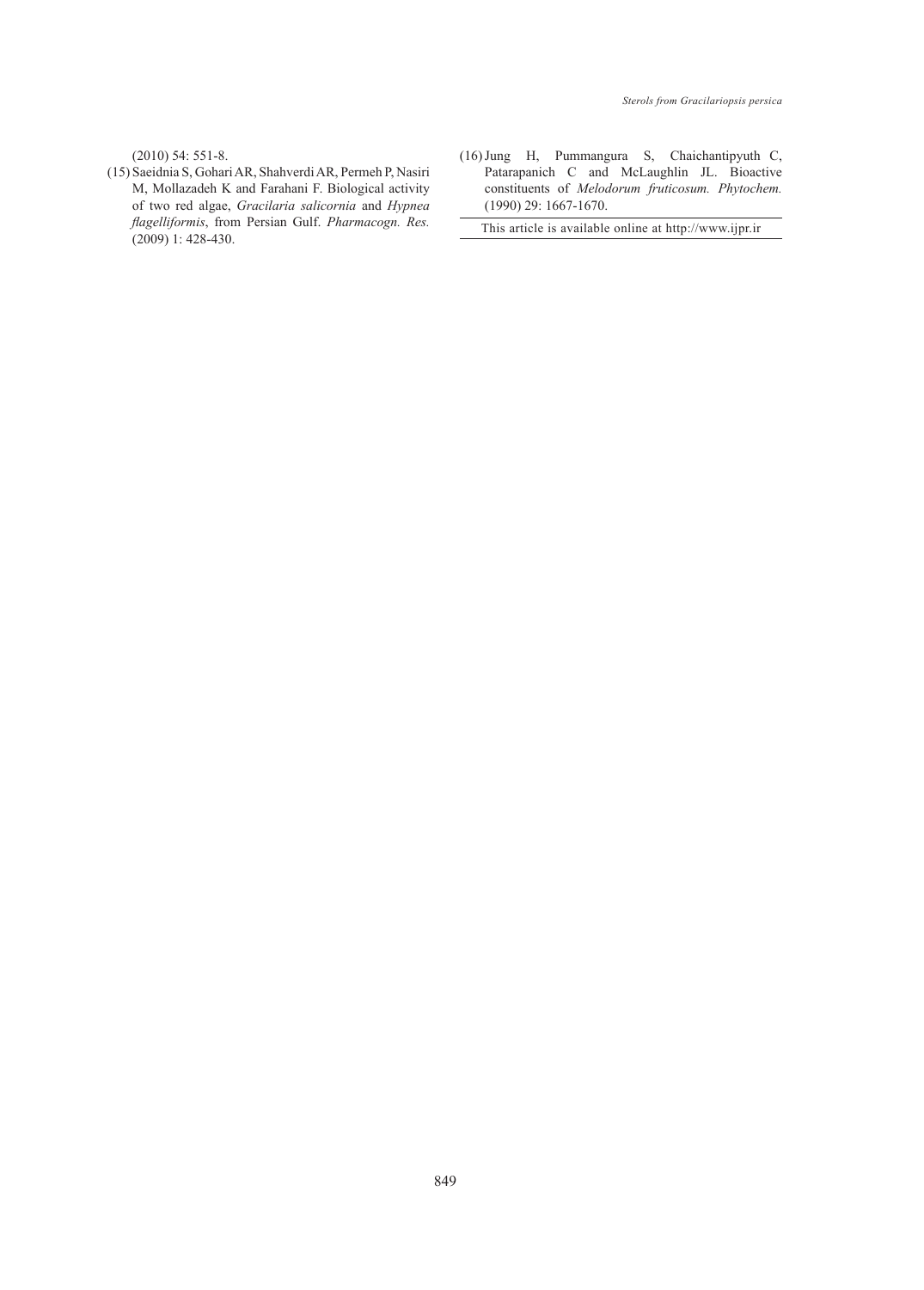(2010) 54: 551-8.

(15) Saeidnia S, Gohari AR, Shahverdi AR, Permeh P, Nasiri M, Mollazadeh K and Farahani F. Biological activity of two red algae, *Gracilaria salicornia* and *Hypnea flagelliformis*, from Persian Gulf. *Pharmacogn. Res.* (2009) 1: 428-430.

(16) Jung H, Pummangura S, Chaichantipyuth C, Patarapanich C and McLaughlin JL. Bioactive constituents of *Melodorum fruticosum. Phytochem.* (1990) 29: 1667-1670.

This article is available online at http://www.ijpr.ir